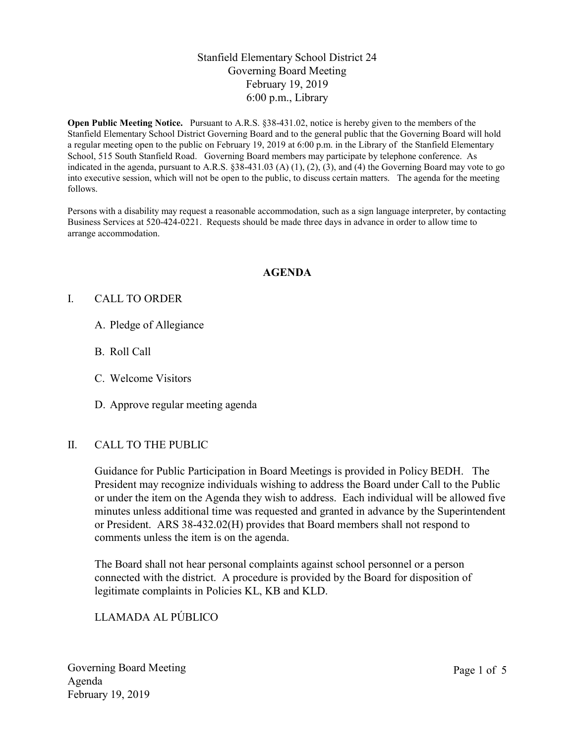# Stanfield Elementary School District 24
## Governing Board Meeting
### February 19, 2019
### 6:00 p.m., Library

**Open Public Meeting Notice.** Pursuant to A.R.S. §38-431.02, notice is hereby given to the members of the Stanfield Elementary School District Governing Board and to the general public that the Governing Board will hold a regular meeting open to the public on February 19, 2019 at 6:00 p.m. in the Library of the Stanfield Elementary School, 515 South Stanfield Road. Governing Board members may participate by telephone conference. As indicated in the agenda, pursuant to A.R.S. §38-431.03 (A) (1), (2), (3), and (4) the Governing Board may vote to go into executive session, which will not be open to the public, to discuss certain matters. The agenda for the meeting follows.

Persons with a disability may request a reasonable accommodation, such as a sign language interpreter, by contacting Business Services at 520-424-0221. Requests should be made three days in advance in order to allow time to arrange accommodation.

## AGENDA

I. CALL TO ORDER

   A. Pledge of Allegiance

   B. Roll Call

   C. Welcome Visitors

   D. Approve regular meeting agenda

II. CALL TO THE PUBLIC

   Guidance for Public Participation in Board Meetings is provided in Policy BEDH. The President may recognize individuals wishing to address the Board under Call to the Public or under the item on the Agenda they wish to address. Each individual will be allowed five minutes unless additional time was requested and granted in advance by the Superintendent or President. ARS 38-432.02(H) provides that Board members shall not respond to comments unless the item is on the agenda.

   The Board shall not hear personal complaints against school personnel or a person connected with the district. A procedure is provided by the Board for disposition of legitimate complaints in Policies KL, KB and KLD.

   LLAMADA AL PÚBLICO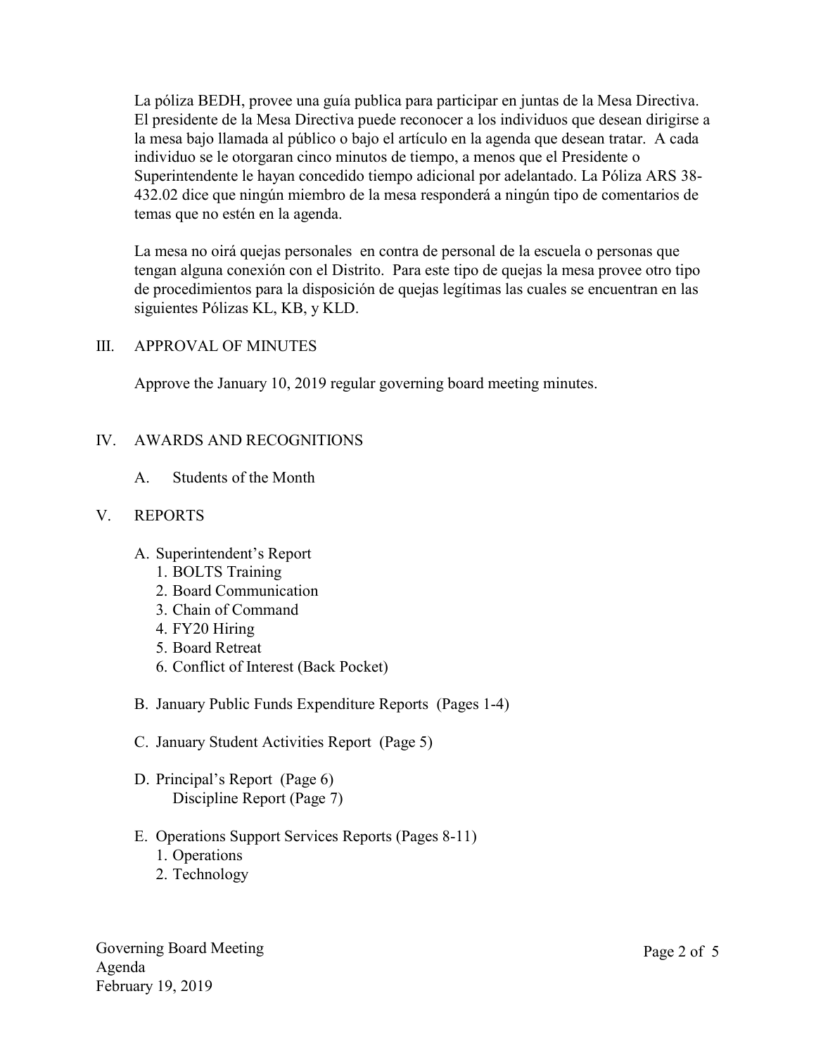La póliza BEDH, provee una guía publica para participar en juntas de la Mesa Directiva. El presidente de la Mesa Directiva puede reconocer a los individuos que desean dirigirse a la mesa bajo llamada al público o bajo el artículo en la agenda que desean tratar. A cada individuo se le otorgaran cinco minutos de tiempo, a menos que el Presidente o Superintendente le hayan concedido tiempo adicional por adelantado. La Póliza ARS 38-432.02 dice que ningún miembro de la mesa responderá a ningún tipo de comentarios de temas que no estén en la agenda.

La mesa no oirá quejas personales en contra de personal de la escuela o personas que tengan alguna conexión con el Distrito. Para este tipo de quejas la mesa provee otro tipo de procedimientos para la disposición de quejas legítimas las cuales se encuentran en las siguientes Pólizas KL, KB, y KLD.

## III. APPROVAL OF MINUTES

Approve the January 10, 2019 regular governing board meeting minutes.

## IV. AWARDS AND RECOGNITIONS

A. Students of the Month

## V. REPORTS

A. Superintendent's Report
   1. BOLTS Training
   2. Board Communication
   3. Chain of Command
   4. FY20 Hiring
   5. Board Retreat
   6. Conflict of Interest (Back Pocket)

B. January Public Funds Expenditure Reports (Pages 1-4)

C. January Student Activities Report (Page 5)

D. Principal's Report (Page 6)
   Discipline Report (Page 7)

E. Operations Support Services Reports (Pages 8-11)
   1. Operations
   2. Technology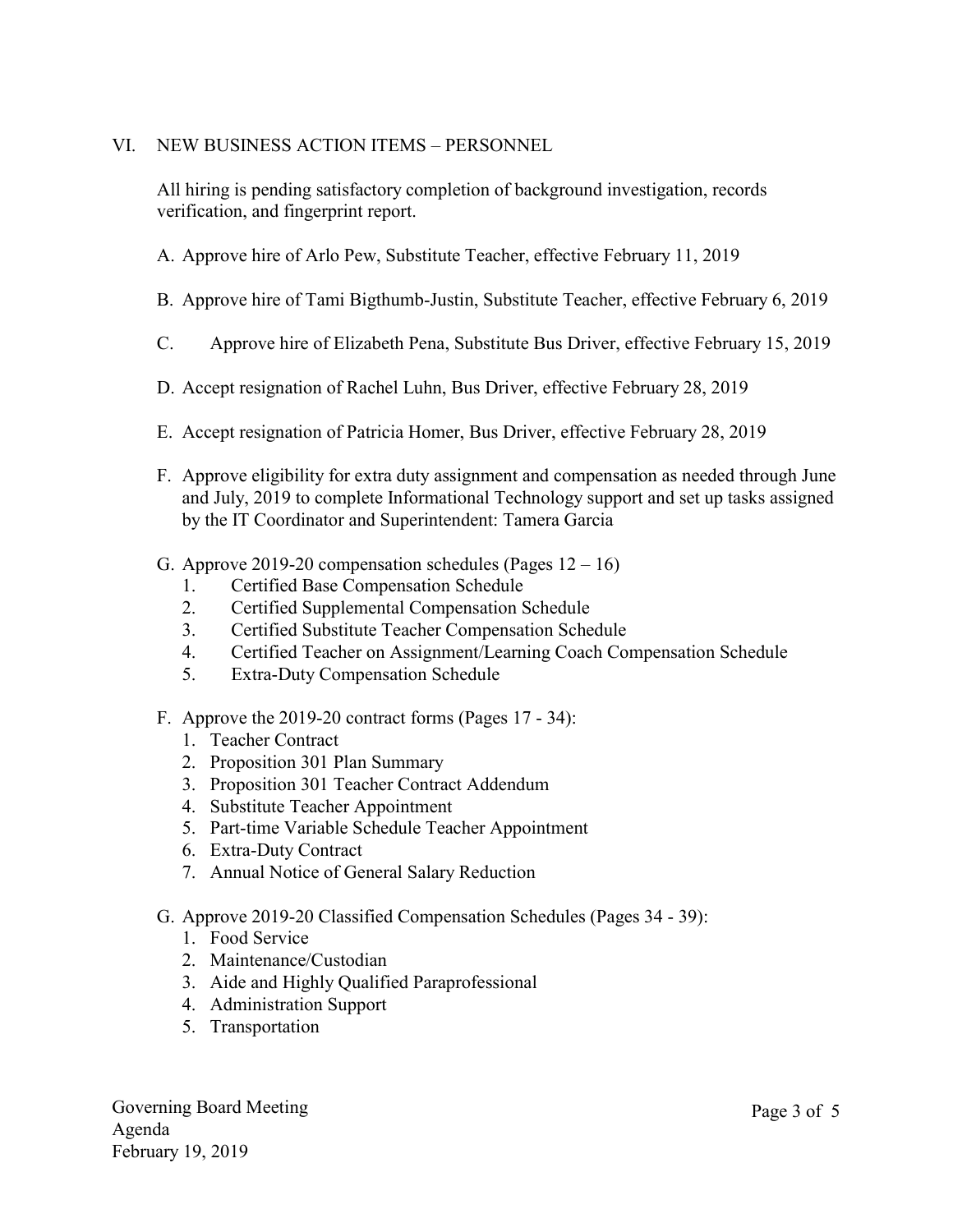## VI. NEW BUSINESS ACTION ITEMS – PERSONNEL

All hiring is pending satisfactory completion of background investigation, records verification, and fingerprint report.

A. Approve hire of Arlo Pew, Substitute Teacher, effective February 11, 2019

B. Approve hire of Tami Bigthumb-Justin, Substitute Teacher, effective February 6, 2019

C. Approve hire of Elizabeth Pena, Substitute Bus Driver, effective February 15, 2019

D. Accept resignation of Rachel Luhn, Bus Driver, effective February 28, 2019

E. Accept resignation of Patricia Homer, Bus Driver, effective February 28, 2019

F. Approve eligibility for extra duty assignment and compensation as needed through June and July, 2019 to complete Informational Technology support and set up tasks assigned by the IT Coordinator and Superintendent: Tamera Garcia

G. Approve 2019-20 compensation schedules (Pages 12 – 16)
   1. Certified Base Compensation Schedule
   2. Certified Supplemental Compensation Schedule
   3. Certified Substitute Teacher Compensation Schedule
   4. Certified Teacher on Assignment/Learning Coach Compensation Schedule
   5. Extra-Duty Compensation Schedule

F. Approve the 2019-20 contract forms (Pages 17 - 34):
   1. Teacher Contract
   2. Proposition 301 Plan Summary
   3. Proposition 301 Teacher Contract Addendum
   4. Substitute Teacher Appointment
   5. Part-time Variable Schedule Teacher Appointment
   6. Extra-Duty Contract
   7. Annual Notice of General Salary Reduction

G. Approve 2019-20 Classified Compensation Schedules (Pages 34 - 39):
   1. Food Service
   2. Maintenance/Custodian
   3. Aide and Highly Qualified Paraprofessional
   4. Administration Support
   5. Transportation

Governing Board Meeting
Agenda
February 19, 2019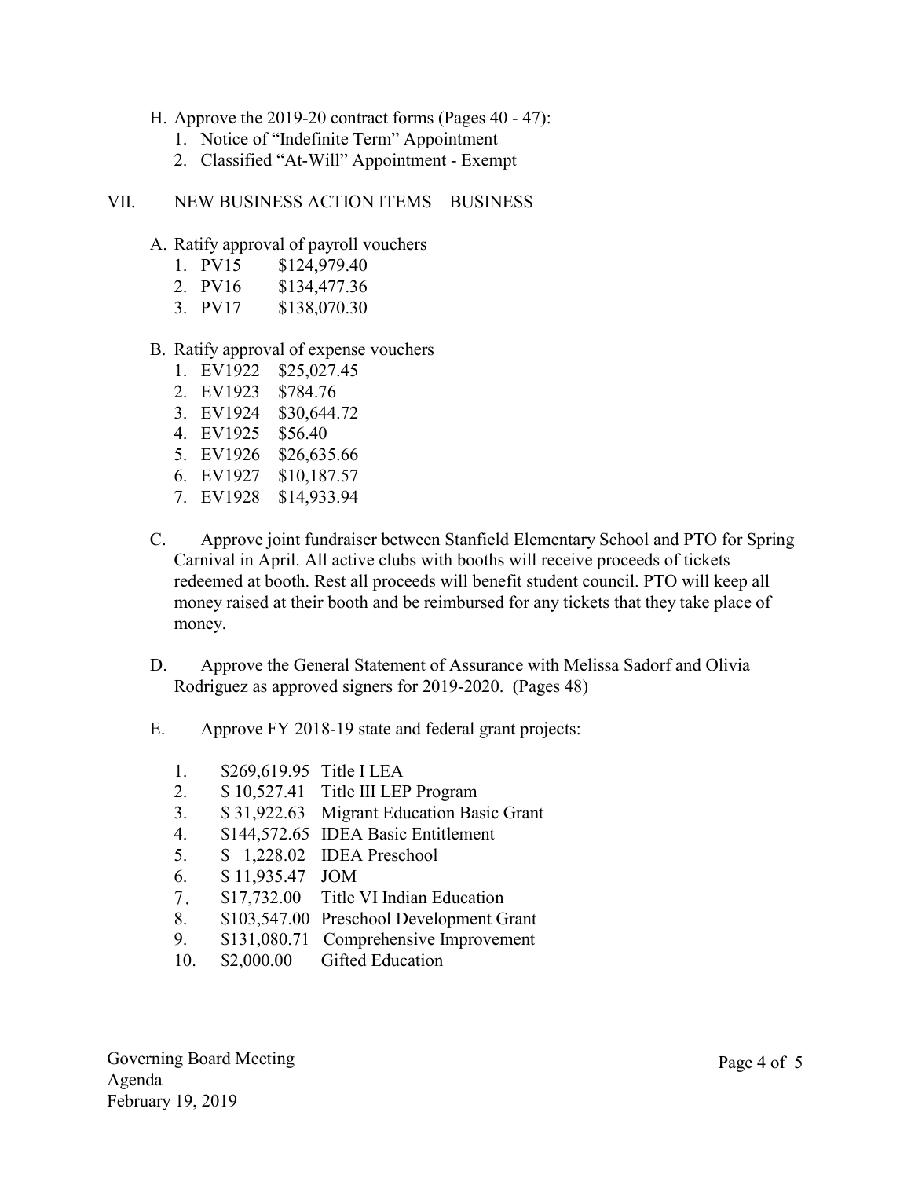H. Approve the 2019-20 contract forms (Pages 40 - 47):
   1. Notice of "Indefinite Term" Appointment
   2. Classified "At-Will" Appointment - Exempt

VII. NEW BUSINESS ACTION ITEMS – BUSINESS

A. Ratify approval of payroll vouchers
   1. PV15 $124,979.40
   2. PV16 $134,477.36
   3. PV17 $138,070.30

B. Ratify approval of expense vouchers
   1. EV1922 $25,027.45
   2. EV1923 $784.76
   3. EV1924 $30,644.72
   4. EV1925 $56.40
   5. EV1926 $26,635.66
   6. EV1927 $10,187.57
   7. EV1928 $14,933.94

C. Approve joint fundraiser between Stanfield Elementary School and PTO for Spring Carnival in April. All active clubs with booths will receive proceeds of tickets redeemed at booth. Rest all proceeds will benefit student council. PTO will keep all money raised at their booth and be reimbursed for any tickets that they take place of money.

D. Approve the General Statement of Assurance with Melissa Sadorf and Olivia Rodriguez as approved signers for 2019-2020. (Pages 48)

E. Approve FY 2018-19 state and federal grant projects:

   1. $269,619.95 Title I LEA
   2. $ 10,527.41 Title III LEP Program
   3. $ 31,922.63 Migrant Education Basic Grant
   4. $144,572.65 IDEA Basic Entitlement
   5. $ 1,228.02 IDEA Preschool
   6. $ 11,935.47 JOM
   7. $17,732.00 Title VI Indian Education
   8. $103,547.00 Preschool Development Grant
   9. $131,080.71 Comprehensive Improvement
   10. $2,000.00 Gifted Education

Governing Board Meeting
Agenda
February 19, 2019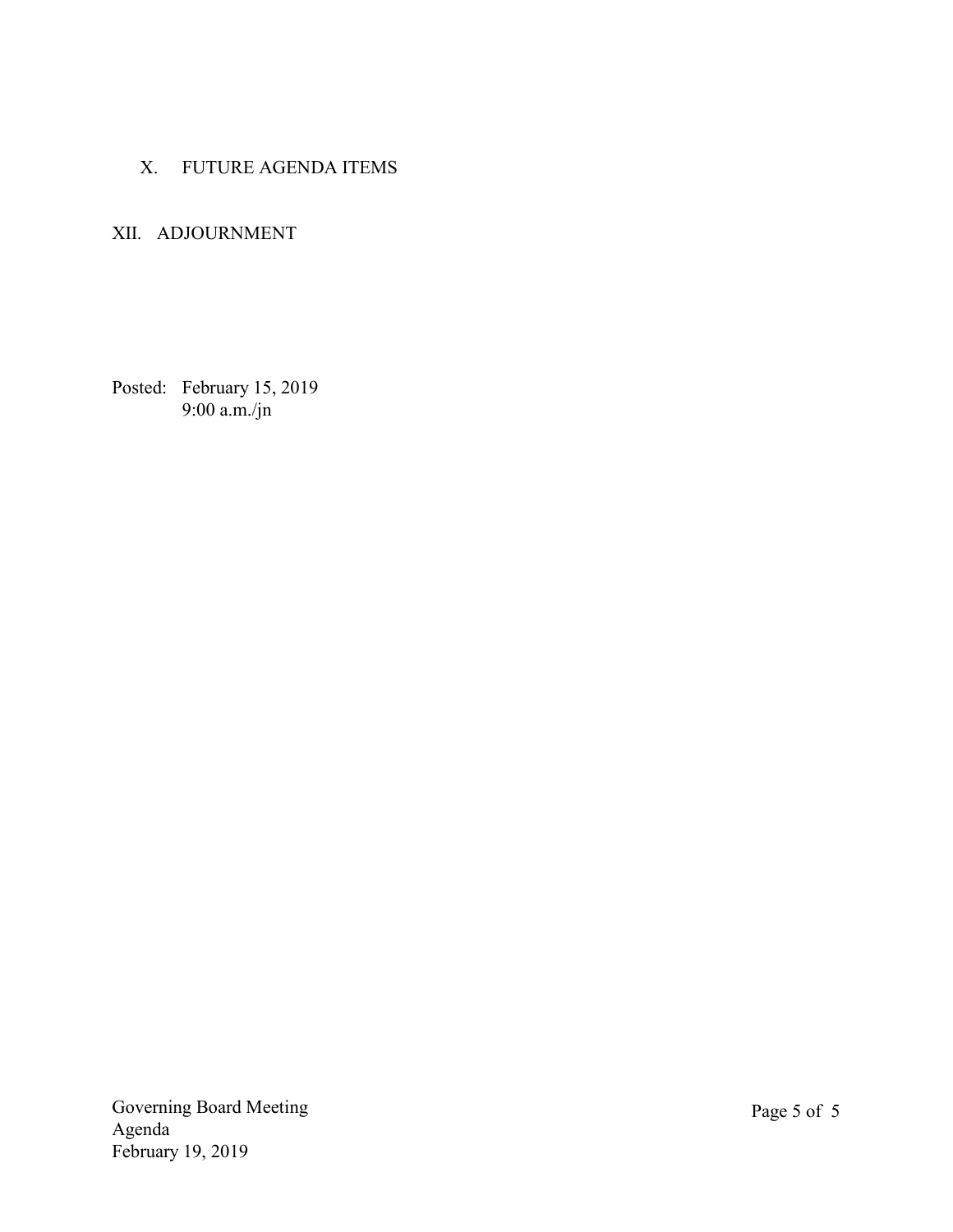X. FUTURE AGENDA ITEMS

XII. ADJOURNMENT

Posted: February 15, 2019
9:00 a.m./jn